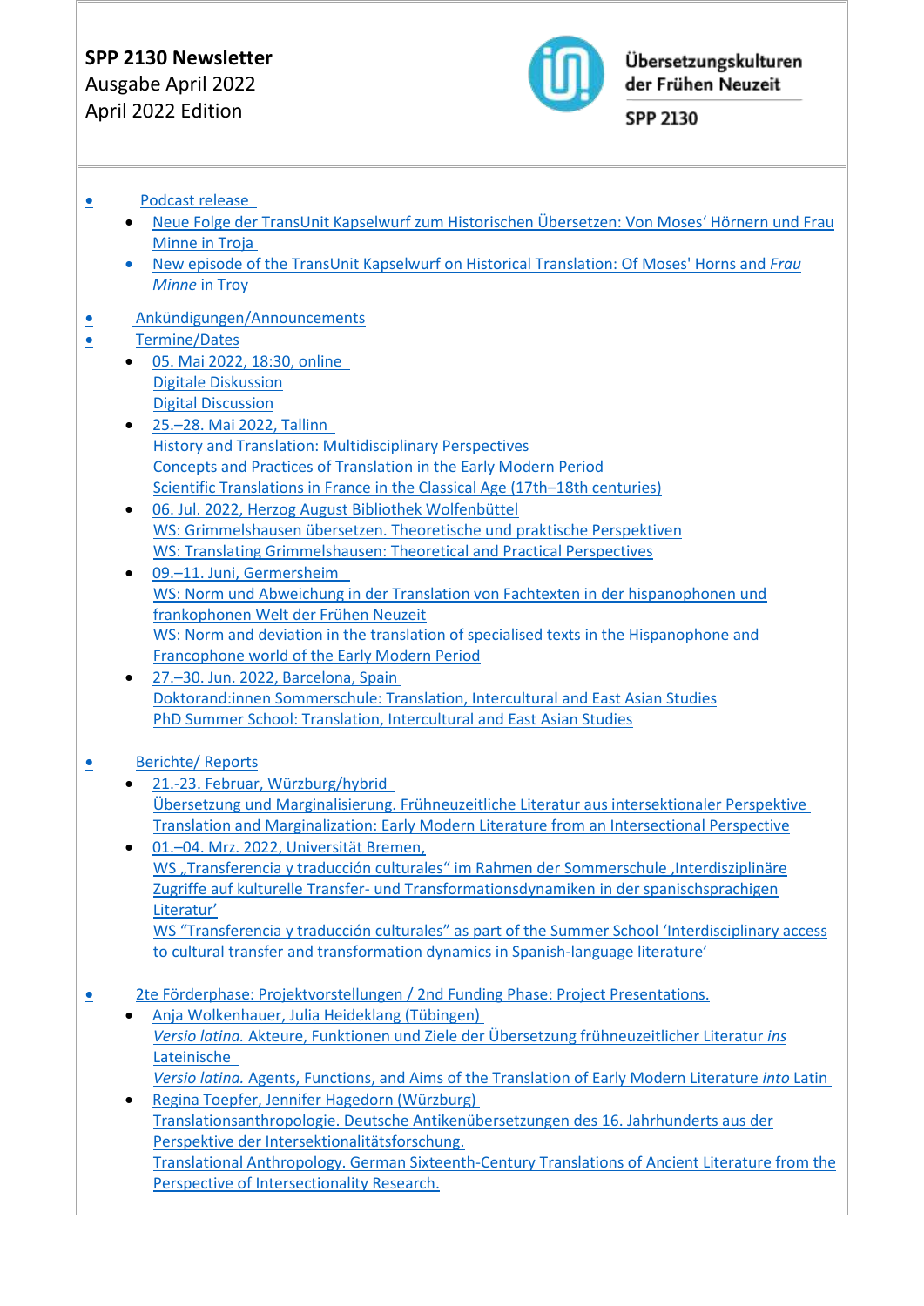**SPP 2130 Newsletter**
Ausgabe April 2022
April 2022 Edition

Übersetzungskulturen der Frühen Neuzeit

SPP 2130

- Podcast release
  - Neue Folge der TransUnit Kapselwurf zum Historischen Übersetzen: Von Moses‘ Hörnern und Frau Minne in Troja
  - New episode of the TransUnit Kapselwurf on Historical Translation: Of Moses' Horns and *Frau Minne* in Troy
- Ankündigungen/Announcements
- Termine/Dates
  - 05. Mai 2022, 18:30, online
    Digitale Diskussion
    Digital Discussion
  - 25.–28. Mai 2022, Tallinn
    History and Translation: Multidisciplinary Perspectives
    Concepts and Practices of Translation in the Early Modern Period
    Scientific Translations in France in the Classical Age (17th–18th centuries)
  - 06. Jul. 2022, Herzog August Bibliothek Wolfenbüttel
    WS: Grimmelshausen übersetzen. Theoretische und praktische Perspektiven
    WS: Translating Grimmelshausen: Theoretical and Practical Perspectives
  - 09.–11. Juni, Germersheim
    WS: Norm und Abweichung in der Translation von Fachtexten in der hispanophonen und frankophonen Welt der Frühen Neuzeit
    WS: Norm and deviation in the translation of specialised texts in the Hispanophone and Francophone world of the Early Modern Period
  - 27.–30. Jun. 2022, Barcelona, Spain
    Doktorand:innen Sommerschule: Translation, Intercultural and East Asian Studies
    PhD Summer School: Translation, Intercultural and East Asian Studies
- Berichte/ Reports
  - 21.-23. Februar, Würzburg/hybrid
    Übersetzung und Marginalisierung. Frühneuzeitliche Literatur aus intersektionaler Perspektive
    Translation and Marginalization: Early Modern Literature from an Intersectional Perspective
  - 01.–04. Mrz. 2022, Universität Bremen,
    WS „Transferencia y traducción culturales“ im Rahmen der Sommerschule ‚Interdisziplinäre Zugriffe auf kulturelle Transfer- und Transformationsdynamiken in der spanischsprachigen Literatur‘
    WS “Transferencia y traducción culturales” as part of the Summer School ‘Interdisciplinary access to cultural transfer and transformation dynamics in Spanish-language literature’
- 2te Förderphase: Projektvorstellungen / 2nd Funding Phase: Project Presentations.
  - Anja Wolkenhauer, Julia Heideklang (Tübingen)
    *Versio latina.* Akteure, Funktionen und Ziele der Übersetzung frühneuzeitlicher Literatur *ins* Lateinische
    *Versio latina.* Agents, Functions, and Aims of the Translation of Early Modern Literature *into* Latin
  - Regina Toepfer, Jennifer Hagedorn (Würzburg)
    Translationsanthropologie. Deutsche Antikenübersetzungen des 16. Jahrhunderts aus der Perspektive der Intersektionalitätsforschung.
    Translational Anthropology. German Sixteenth-Century Translations of Ancient Literature from the Perspective of Intersectionality Research.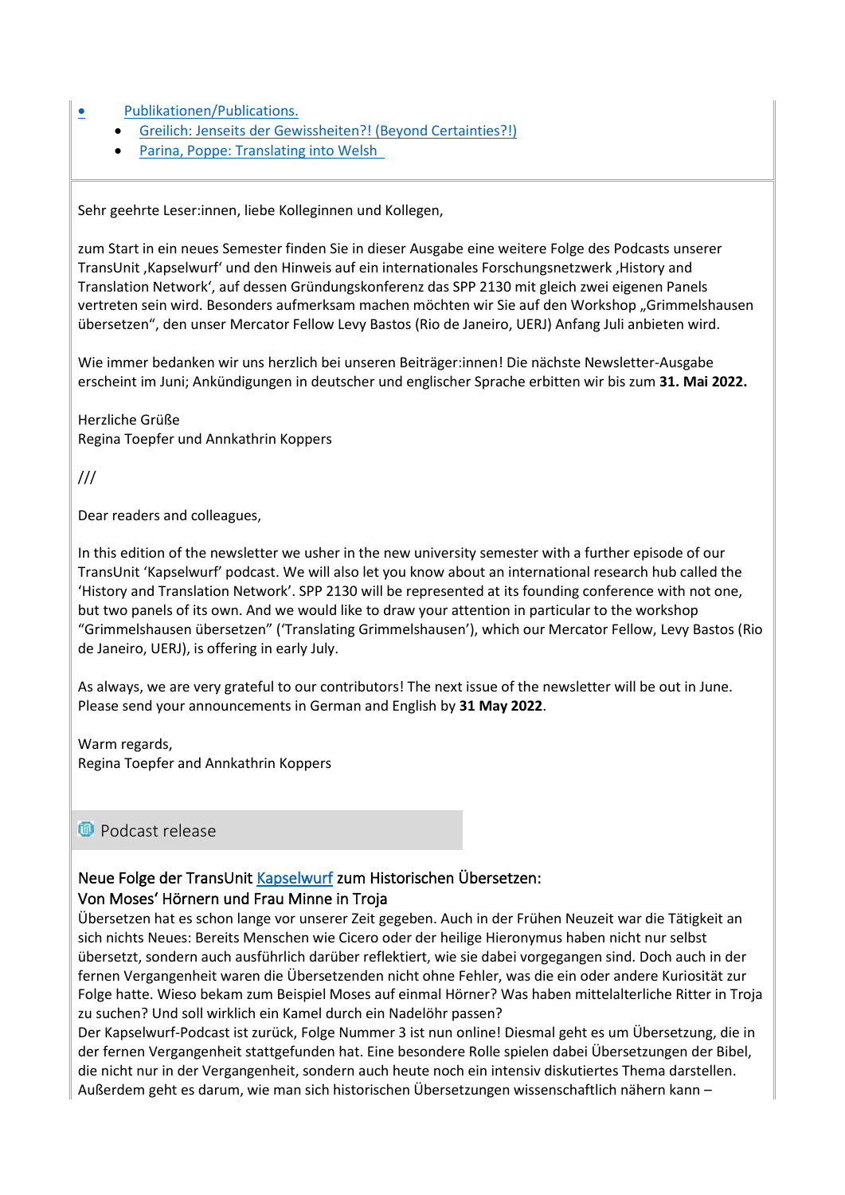- Publikationen/Publications.
  - Greilich: Jenseits der Gewissheiten?! (Beyond Certainties?!)
  - Parina, Poppe: Translating into Welsh

Sehr geehrte Leser:innen, liebe Kolleginnen und Kollegen,

zum Start in ein neues Semester finden Sie in dieser Ausgabe eine weitere Folge des Podcasts unserer TransUnit ‚Kapselwurf' und den Hinweis auf ein internationales Forschungsnetzwerk ‚History and Translation Network', auf dessen Gründungskonferenz das SPP 2130 mit gleich zwei eigenen Panels vertreten sein wird. Besonders aufmerksam machen möchten wir Sie auf den Workshop „Grimmelshausen übersetzen", den unser Mercator Fellow Levy Bastos (Rio de Janeiro, UERJ) Anfang Juli anbieten wird.

Wie immer bedanken wir uns herzlich bei unseren Beiträger:innen! Die nächste Newsletter-Ausgabe erscheint im Juni; Ankündigungen in deutscher und englischer Sprache erbitten wir bis zum **31. Mai 2022.**

Herzliche Grüße
Regina Toepfer und Annkathrin Koppers

///

Dear readers and colleagues,

In this edition of the newsletter we usher in the new university semester with a further episode of our TransUnit 'Kapselwurf' podcast. We will also let you know about an international research hub called the 'History and Translation Network'. SPP 2130 will be represented at its founding conference with not one, but two panels of its own. And we would like to draw your attention in particular to the workshop "Grimmelshausen übersetzen" ('Translating Grimmelshausen'), which our Mercator Fellow, Levy Bastos (Rio de Janeiro, UERJ), is offering in early July.

As always, we are very grateful to our contributors! The next issue of the newsletter will be out in June. Please send your announcements in German and English by **31 May 2022**.

Warm regards,
Regina Toepfer and Annkathrin Koppers

## Podcast release

### Neue Folge der TransUnit Kapselwurf zum Historischen Übersetzen: Von Moses' Hörnern und Frau Minne in Troja

Übersetzen hat es schon lange vor unserer Zeit gegeben. Auch in der Frühen Neuzeit war die Tätigkeit an sich nichts Neues: Bereits Menschen wie Cicero oder der heilige Hieronymus haben nicht nur selbst übersetzt, sondern auch ausführlich darüber reflektiert, wie sie dabei vorgegangen sind. Doch auch in der fernen Vergangenheit waren die Übersetzenden nicht ohne Fehler, was die ein oder andere Kuriosität zur Folge hatte. Wieso bekam zum Beispiel Moses auf einmal Hörner? Was haben mittelalterliche Ritter in Troja zu suchen? Und soll wirklich ein Kamel durch ein Nadelöhr passen?
Der Kapselwurf-Podcast ist zurück, Folge Nummer 3 ist nun online! Diesmal geht es um Übersetzung, die in der fernen Vergangenheit stattgefunden hat. Eine besondere Rolle spielen dabei Übersetzungen der Bibel, die nicht nur in der Vergangenheit, sondern auch heute noch ein intensiv diskutiertes Thema darstellen. Außerdem geht es darum, wie man sich historischen Übersetzungen wissenschaftlich nähern kann –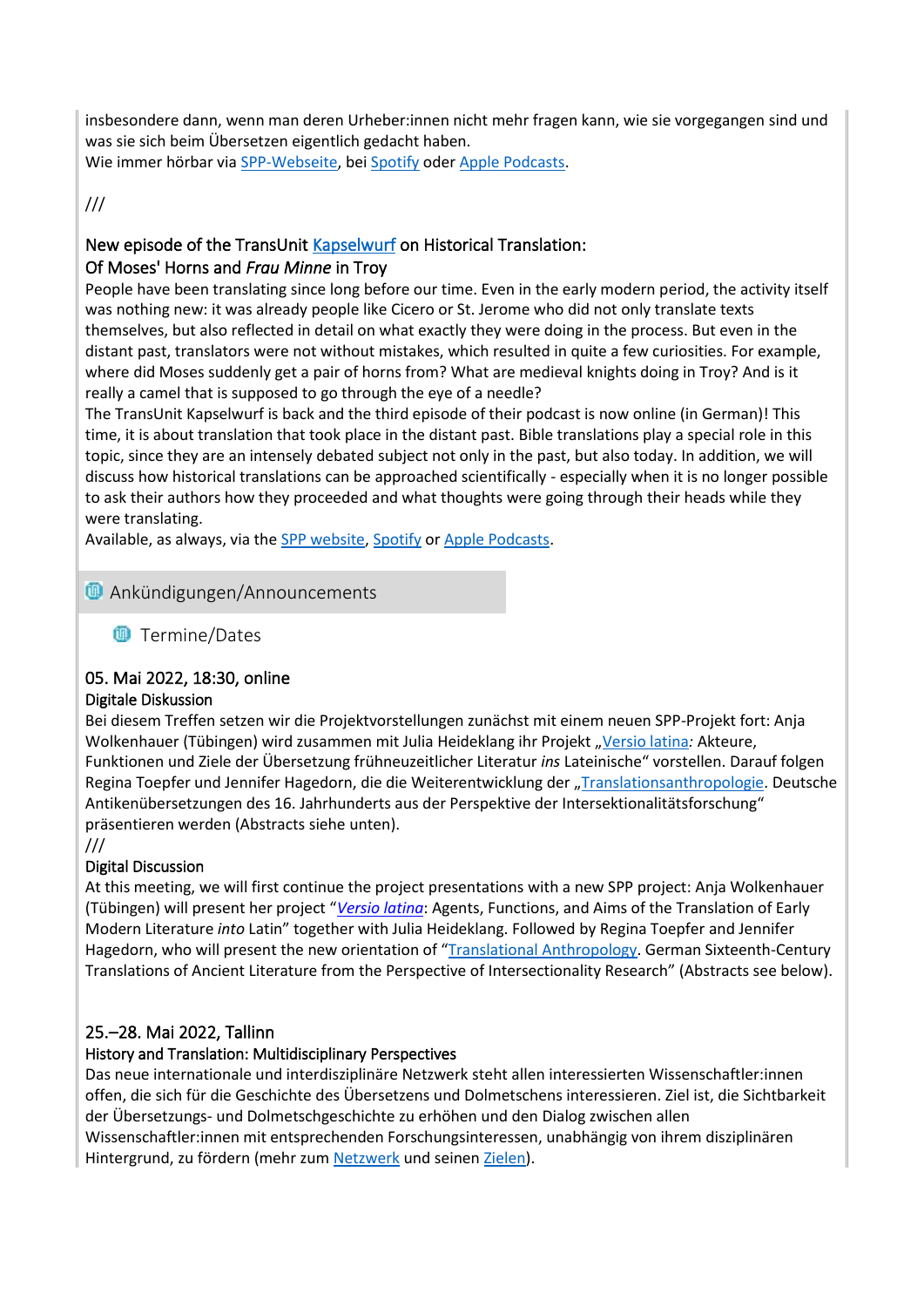insbesondere dann, wenn man deren Urheber:innen nicht mehr fragen kann, wie sie vorgegangen sind und was sie sich beim Übersetzen eigentlich gedacht haben.
Wie immer hörbar via SPP-Webseite, bei Spotify oder Apple Podcasts.

///

### New episode of the TransUnit Kapselwurf on Historical Translation: Of Moses' Horns and *Frau Minne* in Troy

People have been translating since long before our time. Even in the early modern period, the activity itself was nothing new: it was already people like Cicero or St. Jerome who did not only translate texts themselves, but also reflected in detail on what exactly they were doing in the process. But even in the distant past, translators were not without mistakes, which resulted in quite a few curiosities. For example, where did Moses suddenly get a pair of horns from? What are medieval knights doing in Troy? And is it really a camel that is supposed to go through the eye of a needle?
The TransUnit Kapselwurf is back and the third episode of their podcast is now online (in German)! This time, it is about translation that took place in the distant past. Bible translations play a special role in this topic, since they are an intensely debated subject not only in the past, but also today. In addition, we will discuss how historical translations can be approached scientifically - especially when it is no longer possible to ask their authors how they proceeded and what thoughts were going through their heads while they were translating.
Available, as always, via the SPP website, Spotify or Apple Podcasts.

## Ankündigungen/Announcements

### Termine/Dates

#### 05. Mai 2022, 18:30, online

Digitale Diskussion

Bei diesem Treffen setzen wir die Projektvorstellungen zunächst mit einem neuen SPP-Projekt fort: Anja Wolkenhauer (Tübingen) wird zusammen mit Julia Heideklang ihr Projekt „Versio latina*:* Akteure, Funktionen und Ziele der Übersetzung frühneuzeitlicher Literatur *ins* Lateinische“ vorstellen. Darauf folgen Regina Toepfer und Jennifer Hagedorn, die die Weiterentwicklung der „Translationsanthropologie. Deutsche Antikenübersetzungen des 16. Jahrhunderts aus der Perspektive der Intersektionalitätsforschung“ präsentieren werden (Abstracts siehe unten).

///

Digital Discussion

At this meeting, we will first continue the project presentations with a new SPP project: Anja Wolkenhauer (Tübingen) will present her project “*Versio latina*: Agents, Functions, and Aims of the Translation of Early Modern Literature *into* Latin” together with Julia Heideklang. Followed by Regina Toepfer and Jennifer Hagedorn, who will present the new orientation of “Translational Anthropology. German Sixteenth-Century Translations of Ancient Literature from the Perspective of Intersectionality Research” (Abstracts see below).

#### 25.–28. Mai 2022, Tallinn

History and Translation: Multidisciplinary Perspectives

Das neue internationale und interdisziplinäre Netzwerk steht allen interessierten Wissenschaftler:innen offen, die sich für die Geschichte des Übersetzens und Dolmetschens interessieren. Ziel ist, die Sichtbarkeit der Übersetzungs- und Dolmetschgeschichte zu erhöhen und den Dialog zwischen allen Wissenschaftler:innen mit entsprechenden Forschungsinteressen, unabhängig von ihrem disziplinären Hintergrund, zu fördern (mehr zum Netzwerk und seinen Zielen).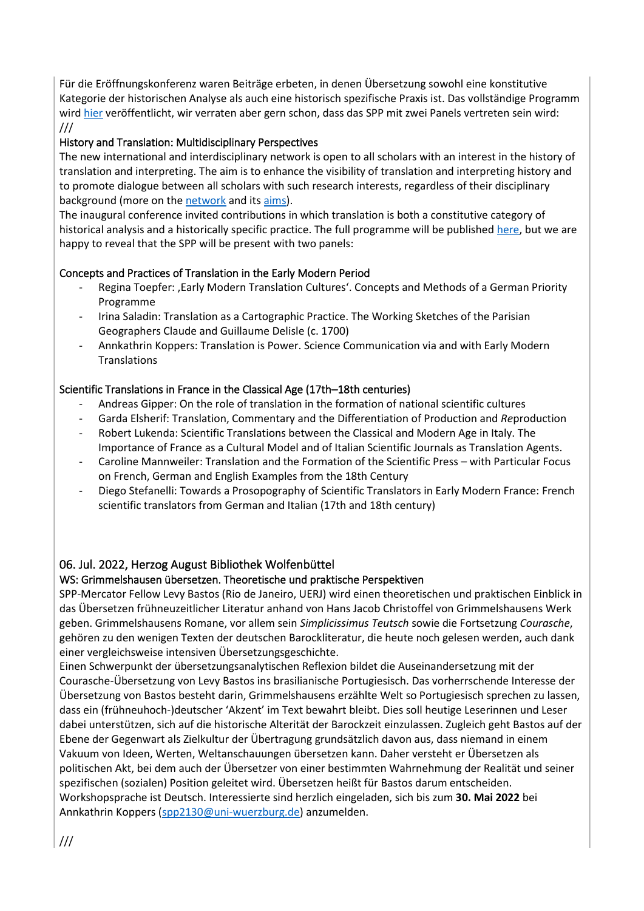Für die Eröffnungskonferenz waren Beiträge erbeten, in denen Übersetzung sowohl eine konstitutive Kategorie der historischen Analyse als auch eine historisch spezifische Praxis ist. Das vollständige Programm wird hier veröffentlicht, wir verraten aber gern schon, dass das SPP mit zwei Panels vertreten sein wird:

///

History and Translation: Multidisciplinary Perspectives

The new international and interdisciplinary network is open to all scholars with an interest in the history of translation and interpreting. The aim is to enhance the visibility of translation and interpreting history and to promote dialogue between all scholars with such research interests, regardless of their disciplinary background (more on the network and its aims).

The inaugural conference invited contributions in which translation is both a constitutive category of historical analysis and a historically specific practice. The full programme will be published here, but we are happy to reveal that the SPP will be present with two panels:

Concepts and Practices of Translation in the Early Modern Period

- Regina Toepfer: ‚Early Modern Translation Cultures'. Concepts and Methods of a German Priority Programme
- Irina Saladin: Translation as a Cartographic Practice. The Working Sketches of the Parisian Geographers Claude and Guillaume Delisle (c. 1700)
- Annkathrin Koppers: Translation is Power. Science Communication via and with Early Modern Translations

Scientific Translations in France in the Classical Age (17th–18th centuries)

- Andreas Gipper: On the role of translation in the formation of national scientific cultures
- Garda Elsherif: Translation, Commentary and the Differentiation of Production and *Re*production
- Robert Lukenda: Scientific Translations between the Classical and Modern Age in Italy. The Importance of France as a Cultural Model and of Italian Scientific Journals as Translation Agents.
- Caroline Mannweiler: Translation and the Formation of the Scientific Press – with Particular Focus on French, German and English Examples from the 18th Century
- Diego Stefanelli: Towards a Prosopography of Scientific Translators in Early Modern France: French scientific translators from German and Italian (17th and 18th century)

## 06. Jul. 2022, Herzog August Bibliothek Wolfenbüttel

WS: Grimmelshausen übersetzen. Theoretische und praktische Perspektiven

SPP-Mercator Fellow Levy Bastos (Rio de Janeiro, UERJ) wird einen theoretischen und praktischen Einblick in das Übersetzen frühneuzeitlicher Literatur anhand von Hans Jacob Christoffel von Grimmelshausens Werk geben. Grimmelshausens Romane, vor allem sein *Simplicissimus Teutsch* sowie die Fortsetzung *Courasche*, gehören zu den wenigen Texten der deutschen Barockliteratur, die heute noch gelesen werden, auch dank einer vergleichsweise intensiven Übersetzungsgeschichte.

Einen Schwerpunkt der übersetzungsanalytischen Reflexion bildet die Auseinandersetzung mit der Courasche-Übersetzung von Levy Bastos ins brasilianische Portugiesisch. Das vorherrschende Interesse der Übersetzung von Bastos besteht darin, Grimmelshausens erzählte Welt so Portugiesisch sprechen zu lassen, dass ein (frühneuhoch-)deutscher 'Akzent' im Text bewahrt bleibt. Dies soll heutige Leserinnen und Leser dabei unterstützen, sich auf die historische Alterität der Barockzeit einzulassen. Zugleich geht Bastos auf der Ebene der Gegenwart als Zielkultur der Übertragung grundsätzlich davon aus, dass niemand in einem Vakuum von Ideen, Werten, Weltanschauungen übersetzen kann. Daher versteht er Übersetzen als politischen Akt, bei dem auch der Übersetzer von einer bestimmten Wahrnehmung der Realität und seiner spezifischen (sozialen) Position geleitet wird. Übersetzen heißt für Bastos darum entscheiden.

Workshopsprache ist Deutsch. Interessierte sind herzlich eingeladen, sich bis zum **30. Mai 2022** bei Annkathrin Koppers (spp2130@uni-wuerzburg.de) anzumelden.

///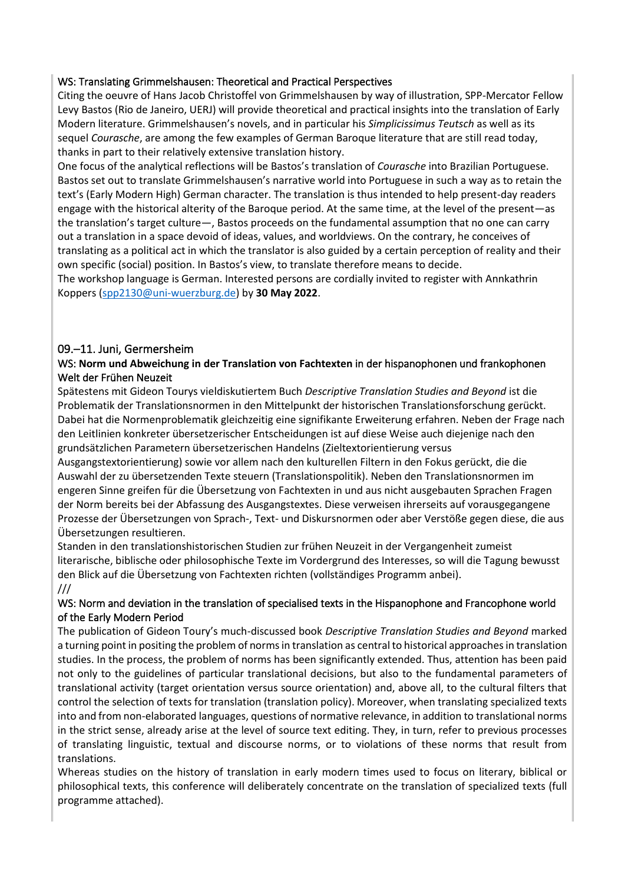WS: Translating Grimmelshausen: Theoretical and Practical Perspectives

Citing the oeuvre of Hans Jacob Christoffel von Grimmelshausen by way of illustration, SPP-Mercator Fellow Levy Bastos (Rio de Janeiro, UERJ) will provide theoretical and practical insights into the translation of Early Modern literature. Grimmelshausen's novels, and in particular his *Simplicissimus Teutsch* as well as its sequel *Courasche*, are among the few examples of German Baroque literature that are still read today, thanks in part to their relatively extensive translation history.

One focus of the analytical reflections will be Bastos's translation of *Courasche* into Brazilian Portuguese. Bastos set out to translate Grimmelshausen's narrative world into Portuguese in such a way as to retain the text's (Early Modern High) German character. The translation is thus intended to help present-day readers engage with the historical alterity of the Baroque period. At the same time, at the level of the present—as the translation's target culture—, Bastos proceeds on the fundamental assumption that no one can carry out a translation in a space devoid of ideas, values, and worldviews. On the contrary, he conceives of translating as a political act in which the translator is also guided by a certain perception of reality and their own specific (social) position. In Bastos's view, to translate therefore means to decide.

The workshop language is German. Interested persons are cordially invited to register with Annkathrin Koppers (spp2130@uni-wuerzburg.de) by **30 May 2022**.

## 09.–11. Juni, Germersheim

WS: **Norm und Abweichung in der Translation von Fachtexten** in der hispanophonen und frankophonen Welt der Frühen Neuzeit

Spätestens mit Gideon Tourys vieldiskutiertem Buch *Descriptive Translation Studies and Beyond* ist die Problematik der Translationsnormen in den Mittelpunkt der historischen Translationsforschung gerückt. Dabei hat die Normenproblematik gleichzeitig eine signifikante Erweiterung erfahren. Neben der Frage nach den Leitlinien konkreter übersetzerischer Entscheidungen ist auf diese Weise auch diejenige nach den grundsätzlichen Parametern übersetzerischen Handelns (Zieltextorientierung versus Ausgangstextorientierung) sowie vor allem nach den kulturellen Filtern in den Fokus gerückt, die die Auswahl der zu übersetzenden Texte steuern (Translationspolitik). Neben den Translationsnormen im engeren Sinne greifen für die Übersetzung von Fachtexten in und aus nicht ausgebauten Sprachen Fragen der Norm bereits bei der Abfassung des Ausgangstextes. Diese verweisen ihrerseits auf vorausgegangene Prozesse der Übersetzungen von Sprach-, Text- und Diskursnormen oder aber Verstöße gegen diese, die aus Übersetzungen resultieren.

Standen in den translationshistorischen Studien zur frühen Neuzeit in der Vergangenheit zumeist literarische, biblische oder philosophische Texte im Vordergrund des Interesses, so will die Tagung bewusst den Blick auf die Übersetzung von Fachtexten richten (vollständiges Programm anbei).

///

WS: Norm and deviation in the translation of specialised texts in the Hispanophone and Francophone world of the Early Modern Period

The publication of Gideon Toury's much-discussed book *Descriptive Translation Studies and Beyond* marked a turning point in positing the problem of norms in translation as central to historical approaches in translation studies. In the process, the problem of norms has been significantly extended. Thus, attention has been paid not only to the guidelines of particular translational decisions, but also to the fundamental parameters of translational activity (target orientation versus source orientation) and, above all, to the cultural filters that control the selection of texts for translation (translation policy). Moreover, when translating specialized texts into and from non-elaborated languages, questions of normative relevance, in addition to translational norms in the strict sense, already arise at the level of source text editing. They, in turn, refer to previous processes of translating linguistic, textual and discourse norms, or to violations of these norms that result from translations.

Whereas studies on the history of translation in early modern times used to focus on literary, biblical or philosophical texts, this conference will deliberately concentrate on the translation of specialized texts (full programme attached).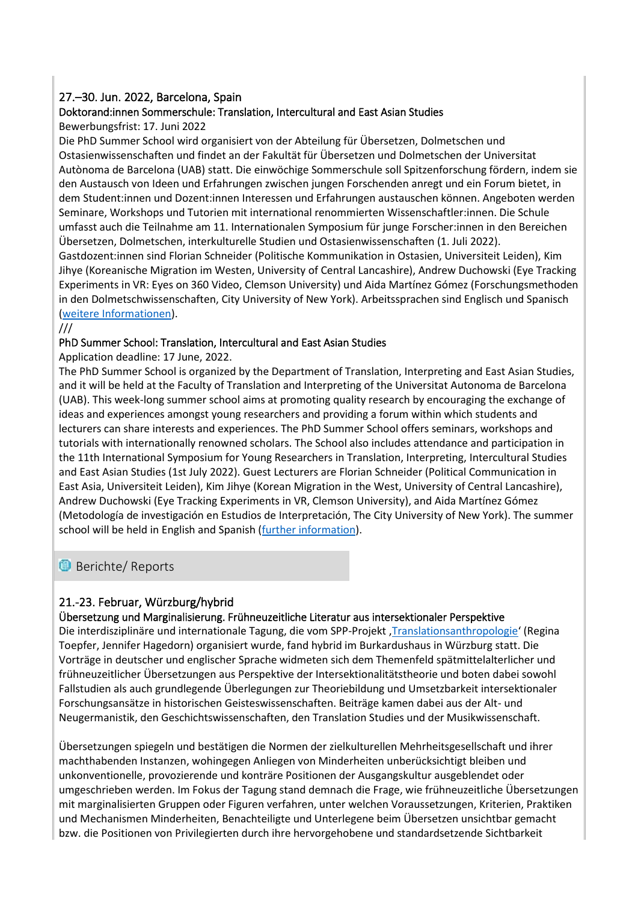### 27.–30. Jun. 2022, Barcelona, Spain

#### Doktorand:innen Sommerschule: Translation, Intercultural and East Asian Studies

Bewerbungsfrist: 17. Juni 2022

Die PhD Summer School wird organisiert von der Abteilung für Übersetzen, Dolmetschen und Ostasienwissenschaften und findet an der Fakultät für Übersetzen und Dolmetschen der Universitat Autònoma de Barcelona (UAB) statt. Die einwöchige Sommerschule soll Spitzenforschung fördern, indem sie den Austausch von Ideen und Erfahrungen zwischen jungen Forschenden anregt und ein Forum bietet, in dem Student:innen und Dozent:innen Interessen und Erfahrungen austauschen können. Angeboten werden Seminare, Workshops und Tutorien mit international renommierten Wissenschaftler:innen. Die Schule umfasst auch die Teilnahme am 11. Internationalen Symposium für junge Forscher:innen in den Bereichen Übersetzen, Dolmetschen, interkulturelle Studien und Ostasienwissenschaften (1. Juli 2022). Gastdozent:innen sind Florian Schneider (Politische Kommunikation in Ostasien, Universiteit Leiden), Kim Jihye (Koreanische Migration im Westen, University of Central Lancashire), Andrew Duchowski (Eye Tracking Experiments in VR: Eyes on 360 Video, Clemson University) und Aida Martínez Gómez (Forschungsmethoden in den Dolmetschwissenschaften, City University of New York). Arbeitssprachen sind Englisch und Spanisch (weitere Informationen).

///

#### PhD Summer School: Translation, Intercultural and East Asian Studies

Application deadline: 17 June, 2022.

The PhD Summer School is organized by the Department of Translation, Interpreting and East Asian Studies, and it will be held at the Faculty of Translation and Interpreting of the Universitat Autonoma de Barcelona (UAB). This week-long summer school aims at promoting quality research by encouraging the exchange of ideas and experiences amongst young researchers and providing a forum within which students and lecturers can share interests and experiences. The PhD Summer School offers seminars, workshops and tutorials with internationally renowned scholars. The School also includes attendance and participation in the 11th International Symposium for Young Researchers in Translation, Interpreting, Intercultural Studies and East Asian Studies (1st July 2022). Guest Lecturers are Florian Schneider (Political Communication in East Asia, Universiteit Leiden), Kim Jihye (Korean Migration in the West, University of Central Lancashire), Andrew Duchowski (Eye Tracking Experiments in VR, Clemson University), and Aida Martínez Gómez (Metodología de investigación en Estudios de Interpretación, The City University of New York). The summer school will be held in English and Spanish (further information).

## Berichte/ Reports

### 21.-23. Februar, Würzburg/hybrid

#### Übersetzung und Marginalisierung. Frühneuzeitliche Literatur aus intersektionaler Perspektive

Die interdisziplinäre und internationale Tagung, die vom SPP-Projekt ‚Translationsanthropologie' (Regina Toepfer, Jennifer Hagedorn) organisiert wurde, fand hybrid im Burkardushaus in Würzburg statt. Die Vorträge in deutscher und englischer Sprache widmeten sich dem Themenfeld spätmittelalterlicher und frühneuzeitlicher Übersetzungen aus Perspektive der Intersektionalitätstheorie und boten dabei sowohl Fallstudien als auch grundlegende Überlegungen zur Theoriebildung und Umsetzbarkeit intersektionaler Forschungsansätze in historischen Geisteswissenschaften. Beiträge kamen dabei aus der Alt- und Neugermanistik, den Geschichtswissenschaften, den Translation Studies und der Musikwissenschaft.

Übersetzungen spiegeln und bestätigen die Normen der zielkulturellen Mehrheitsgesellschaft und ihrer machthabenden Instanzen, wohingegen Anliegen von Minderheiten unberücksichtigt bleiben und unkonventionelle, provozierende und konträre Positionen der Ausgangskultur ausgeblendet oder umgeschrieben werden. Im Fokus der Tagung stand demnach die Frage, wie frühneuzeitliche Übersetzungen mit marginalisierten Gruppen oder Figuren verfahren, unter welchen Voraussetzungen, Kriterien, Praktiken und Mechanismen Minderheiten, Benachteiligte und Unterlegene beim Übersetzen unsichtbar gemacht bzw. die Positionen von Privilegierten durch ihre hervorgehobene und standardsetzende Sichtbarkeit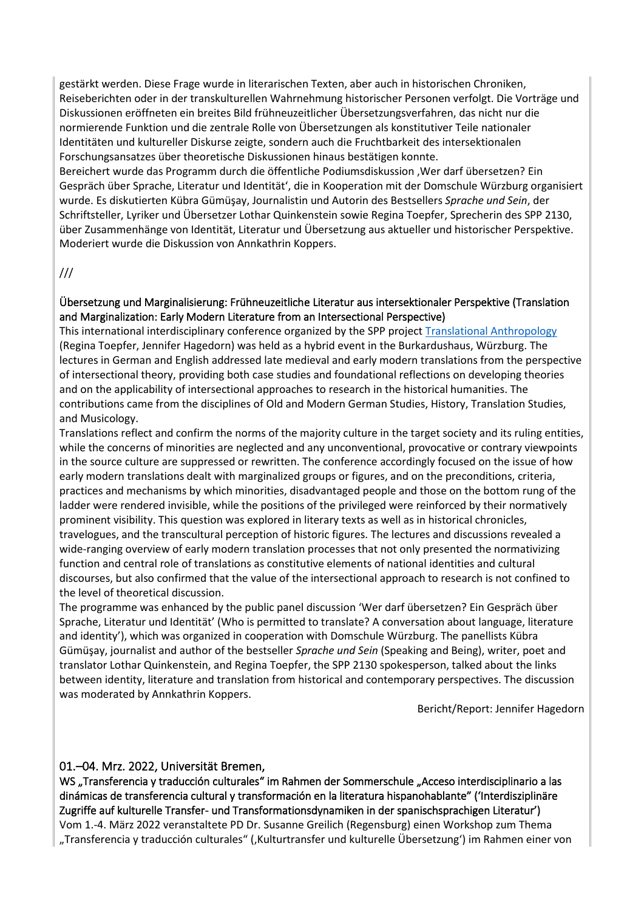gestärkt werden. Diese Frage wurde in literarischen Texten, aber auch in historischen Chroniken, Reiseberichten oder in der transkulturellen Wahrnehmung historischer Personen verfolgt. Die Vorträge und Diskussionen eröffneten ein breites Bild frühneuzeitlicher Übersetzungsverfahren, das nicht nur die normierende Funktion und die zentrale Rolle von Übersetzungen als konstitutiver Teile nationaler Identitäten und kultureller Diskurse zeigte, sondern auch die Fruchtbarkeit des intersektionalen Forschungsansatzes über theoretische Diskussionen hinaus bestätigen konnte.
Bereichert wurde das Programm durch die öffentliche Podiumsdiskussion ‚Wer darf übersetzen? Ein Gespräch über Sprache, Literatur und Identität', die in Kooperation mit der Domschule Würzburg organisiert wurde. Es diskutierten Kübra Gümüşay, Journalistin und Autorin des Bestsellers *Sprache und Sein*, der Schriftsteller, Lyriker und Übersetzer Lothar Quinkenstein sowie Regina Toepfer, Sprecherin des SPP 2130, über Zusammenhänge von Identität, Literatur und Übersetzung aus aktueller und historischer Perspektive. Moderiert wurde die Diskussion von Annkathrin Koppers.

///

Übersetzung und Marginalisierung: Frühneuzeitliche Literatur aus intersektionaler Perspektive (Translation and Marginalization: Early Modern Literature from an Intersectional Perspective)
This international interdisciplinary conference organized by the SPP project Translational Anthropology (Regina Toepfer, Jennifer Hagedorn) was held as a hybrid event in the Burkardushaus, Würzburg. The lectures in German and English addressed late medieval and early modern translations from the perspective of intersectional theory, providing both case studies and foundational reflections on developing theories and on the applicability of intersectional approaches to research in the historical humanities. The contributions came from the disciplines of Old and Modern German Studies, History, Translation Studies, and Musicology.
Translations reflect and confirm the norms of the majority culture in the target society and its ruling entities, while the concerns of minorities are neglected and any unconventional, provocative or contrary viewpoints in the source culture are suppressed or rewritten. The conference accordingly focused on the issue of how early modern translations dealt with marginalized groups or figures, and on the preconditions, criteria, practices and mechanisms by which minorities, disadvantaged people and those on the bottom rung of the ladder were rendered invisible, while the positions of the privileged were reinforced by their normatively prominent visibility. This question was explored in literary texts as well as in historical chronicles, travelogues, and the transcultural perception of historic figures. The lectures and discussions revealed a wide-ranging overview of early modern translation processes that not only presented the normativizing function and central role of translations as constitutive elements of national identities and cultural discourses, but also confirmed that the value of the intersectional approach to research is not confined to the level of theoretical discussion.
The programme was enhanced by the public panel discussion 'Wer darf übersetzen? Ein Gespräch über Sprache, Literatur und Identität' (Who is permitted to translate? A conversation about language, literature and identity'), which was organized in cooperation with Domschule Würzburg. The panellists Kübra Gümüşay, journalist and author of the bestseller *Sprache und Sein* (Speaking and Being), writer, poet and translator Lothar Quinkenstein, and Regina Toepfer, the SPP 2130 spokesperson, talked about the links between identity, literature and translation from historical and contemporary perspectives. The discussion was moderated by Annkathrin Koppers.

Bericht/Report: Jennifer Hagedorn

01.–04. Mrz. 2022, Universität Bremen,
WS „Transferencia y traducción culturales" im Rahmen der Sommerschule „Acceso interdisciplinario a las dinámicas de transferencia cultural y transformación en la literatura hispanohablante" ('Interdisziplinäre Zugriffe auf kulturelle Transfer- und Transformationsdynamiken in der spanischsprachigen Literatur')
Vom 1.-4. März 2022 veranstaltete PD Dr. Susanne Greilich (Regensburg) einen Workshop zum Thema „Transferencia y traducción culturales" (‚Kulturtransfer und kulturelle Übersetzung') im Rahmen einer von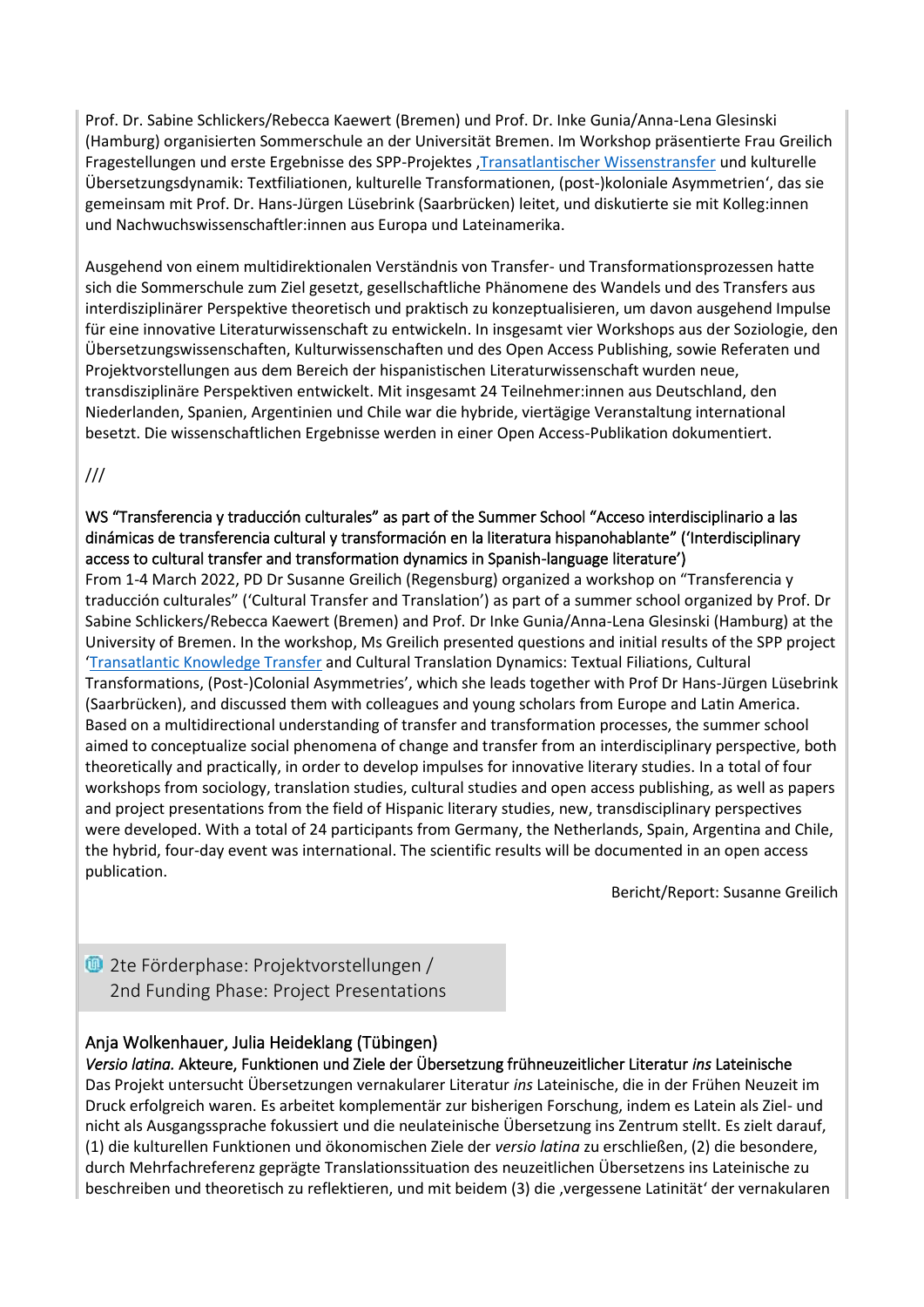Prof. Dr. Sabine Schlickers/Rebecca Kaewert (Bremen) und Prof. Dr. Inke Gunia/Anna-Lena Glesinski (Hamburg) organisierten Sommerschule an der Universität Bremen. Im Workshop präsentierte Frau Greilich Fragestellungen und erste Ergebnisse des SPP-Projektes ‚Transatlantischer Wissenstransfer und kulturelle Übersetzungsdynamik: Textfiliationen, kulturelle Transformationen, (post-)koloniale Asymmetrien', das sie gemeinsam mit Prof. Dr. Hans-Jürgen Lüsebrink (Saarbrücken) leitet, und diskutierte sie mit Kolleg:innen und Nachwuchswissenschaftler:innen aus Europa und Lateinamerika.

Ausgehend von einem multidirektionalen Verständnis von Transfer- und Transformationsprozessen hatte sich die Sommerschule zum Ziel gesetzt, gesellschaftliche Phänomene des Wandels und des Transfers aus interdisziplinärer Perspektive theoretisch und praktisch zu konzeptualisieren, um davon ausgehend Impulse für eine innovative Literaturwissenschaft zu entwickeln. In insgesamt vier Workshops aus der Soziologie, den Übersetzungswissenschaften, Kulturwissenschaften und des Open Access Publishing, sowie Referaten und Projektvorstellungen aus dem Bereich der hispanistischen Literaturwissenschaft wurden neue, transdisziplinäre Perspektiven entwickelt. Mit insgesamt 24 Teilnehmer:innen aus Deutschland, den Niederlanden, Spanien, Argentinien und Chile war die hybride, viertägige Veranstaltung international besetzt. Die wissenschaftlichen Ergebnisse werden in einer Open Access-Publikation dokumentiert.

///

WS "Transferencia y traducción culturales" as part of the Summer School "Acceso interdisciplinario a las dinámicas de transferencia cultural y transformación en la literatura hispanohablante" ('Interdisciplinary access to cultural transfer and transformation dynamics in Spanish-language literature')

From 1-4 March 2022, PD Dr Susanne Greilich (Regensburg) organized a workshop on "Transferencia y traducción culturales" ('Cultural Transfer and Translation') as part of a summer school organized by Prof. Dr Sabine Schlickers/Rebecca Kaewert (Bremen) and Prof. Dr Inke Gunia/Anna-Lena Glesinski (Hamburg) at the University of Bremen. In the workshop, Ms Greilich presented questions and initial results of the SPP project 'Transatlantic Knowledge Transfer and Cultural Translation Dynamics: Textual Filiations, Cultural Transformations, (Post-)Colonial Asymmetries', which she leads together with Prof Dr Hans-Jürgen Lüsebrink (Saarbrücken), and discussed them with colleagues and young scholars from Europe and Latin America. Based on a multidirectional understanding of transfer and transformation processes, the summer school aimed to conceptualize social phenomena of change and transfer from an interdisciplinary perspective, both theoretically and practically, in order to develop impulses for innovative literary studies. In a total of four workshops from sociology, translation studies, cultural studies and open access publishing, as well as papers and project presentations from the field of Hispanic literary studies, new, transdisciplinary perspectives were developed. With a total of 24 participants from Germany, the Netherlands, Spain, Argentina and Chile, the hybrid, four-day event was international. The scientific results will be documented in an open access publication.

Bericht/Report: Susanne Greilich

## 2te Förderphase: Projektvorstellungen / 2nd Funding Phase: Project Presentations

### Anja Wolkenhauer, Julia Heideklang (Tübingen)

*Versio latina.* Akteure, Funktionen und Ziele der Übersetzung frühneuzeitlicher Literatur *ins* Lateinische

Das Projekt untersucht Übersetzungen vernakularer Literatur *ins* Lateinische, die in der Frühen Neuzeit im Druck erfolgreich waren. Es arbeitet komplementär zur bisherigen Forschung, indem es Latein als Ziel- und nicht als Ausgangssprache fokussiert und die neulateinische Übersetzung ins Zentrum stellt. Es zielt darauf, (1) die kulturellen Funktionen und ökonomischen Ziele der *versio latina* zu erschließen, (2) die besondere, durch Mehrfachreferenz geprägte Translationssituation des neuzeitlichen Übersetzens ins Lateinische zu beschreiben und theoretisch zu reflektieren, und mit beidem (3) die ‚vergessene Latinität' der vernakularen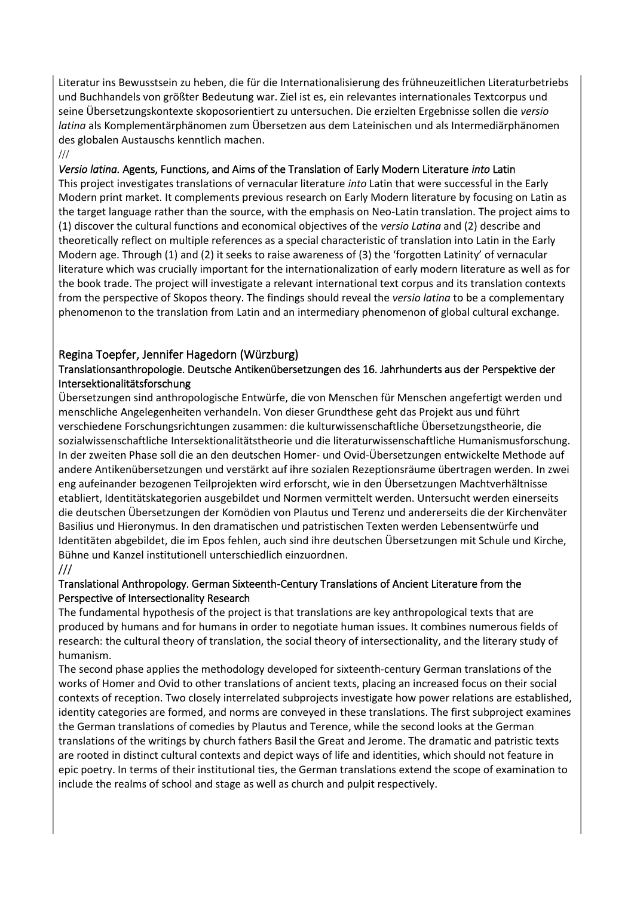Literatur ins Bewusstsein zu heben, die für die Internationalisierung des frühneuzeitlichen Literaturbetriebs und Buchhandels von größter Bedeutung war. Ziel ist es, ein relevantes internationales Textcorpus und seine Übersetzungskontexte skoposorientiert zu untersuchen. Die erzielten Ergebnisse sollen die *versio latina* als Komplementärphänomen zum Übersetzen aus dem Lateinischen und als Intermediärphänomen des globalen Austauschs kenntlich machen.

///

*Versio latina*. Agents, Functions, and Aims of the Translation of Early Modern Literature *into* Latin

This project investigates translations of vernacular literature *into* Latin that were successful in the Early Modern print market. It complements previous research on Early Modern literature by focusing on Latin as the target language rather than the source, with the emphasis on Neo-Latin translation. The project aims to (1) discover the cultural functions and economical objectives of the *versio Latina* and (2) describe and theoretically reflect on multiple references as a special characteristic of translation into Latin in the Early Modern age. Through (1) and (2) it seeks to raise awareness of (3) the 'forgotten Latinity' of vernacular literature which was crucially important for the internationalization of early modern literature as well as for the book trade. The project will investigate a relevant international text corpus and its translation contexts from the perspective of Skopos theory. The findings should reveal the *versio latina* to be a complementary phenomenon to the translation from Latin and an intermediary phenomenon of global cultural exchange.

## Regina Toepfer, Jennifer Hagedorn (Würzburg)

### Translationsanthropologie. Deutsche Antikenübersetzungen des 16. Jahrhunderts aus der Perspektive der Intersektionalitätsforschung

Übersetzungen sind anthropologische Entwürfe, die von Menschen für Menschen angefertigt werden und menschliche Angelegenheiten verhandeln. Von dieser Grundthese geht das Projekt aus und führt verschiedene Forschungsrichtungen zusammen: die kulturwissenschaftliche Übersetzungstheorie, die sozialwissenschaftliche Intersektionalitätstheorie und die literaturwissenschaftliche Humanismusforschung. In der zweiten Phase soll die an den deutschen Homer- und Ovid-Übersetzungen entwickelte Methode auf andere Antikenübersetzungen und verstärkt auf ihre sozialen Rezeptionsräume übertragen werden. In zwei eng aufeinander bezogenen Teilprojekten wird erforscht, wie in den Übersetzungen Machtverhältnisse etabliert, Identitätskategorien ausgebildet und Normen vermittelt werden. Untersucht werden einerseits die deutschen Übersetzungen der Komödien von Plautus und Terenz und andererseits die der Kirchenväter Basilius und Hieronymus. In den dramatischen und patristischen Texten werden Lebensentwürfe und Identitäten abgebildet, die im Epos fehlen, auch sind ihre deutschen Übersetzungen mit Schule und Kirche, Bühne und Kanzel institutionell unterschiedlich einzuordnen.

///

### Translational Anthropology. German Sixteenth-Century Translations of Ancient Literature from the Perspective of Intersectionality Research

The fundamental hypothesis of the project is that translations are key anthropological texts that are produced by humans and for humans in order to negotiate human issues. It combines numerous fields of research: the cultural theory of translation, the social theory of intersectionality, and the literary study of humanism.

The second phase applies the methodology developed for sixteenth-century German translations of the works of Homer and Ovid to other translations of ancient texts, placing an increased focus on their social contexts of reception. Two closely interrelated subprojects investigate how power relations are established, identity categories are formed, and norms are conveyed in these translations. The first subproject examines the German translations of comedies by Plautus and Terence, while the second looks at the German translations of the writings by church fathers Basil the Great and Jerome. The dramatic and patristic texts are rooted in distinct cultural contexts and depict ways of life and identities, which should not feature in epic poetry. In terms of their institutional ties, the German translations extend the scope of examination to include the realms of school and stage as well as church and pulpit respectively.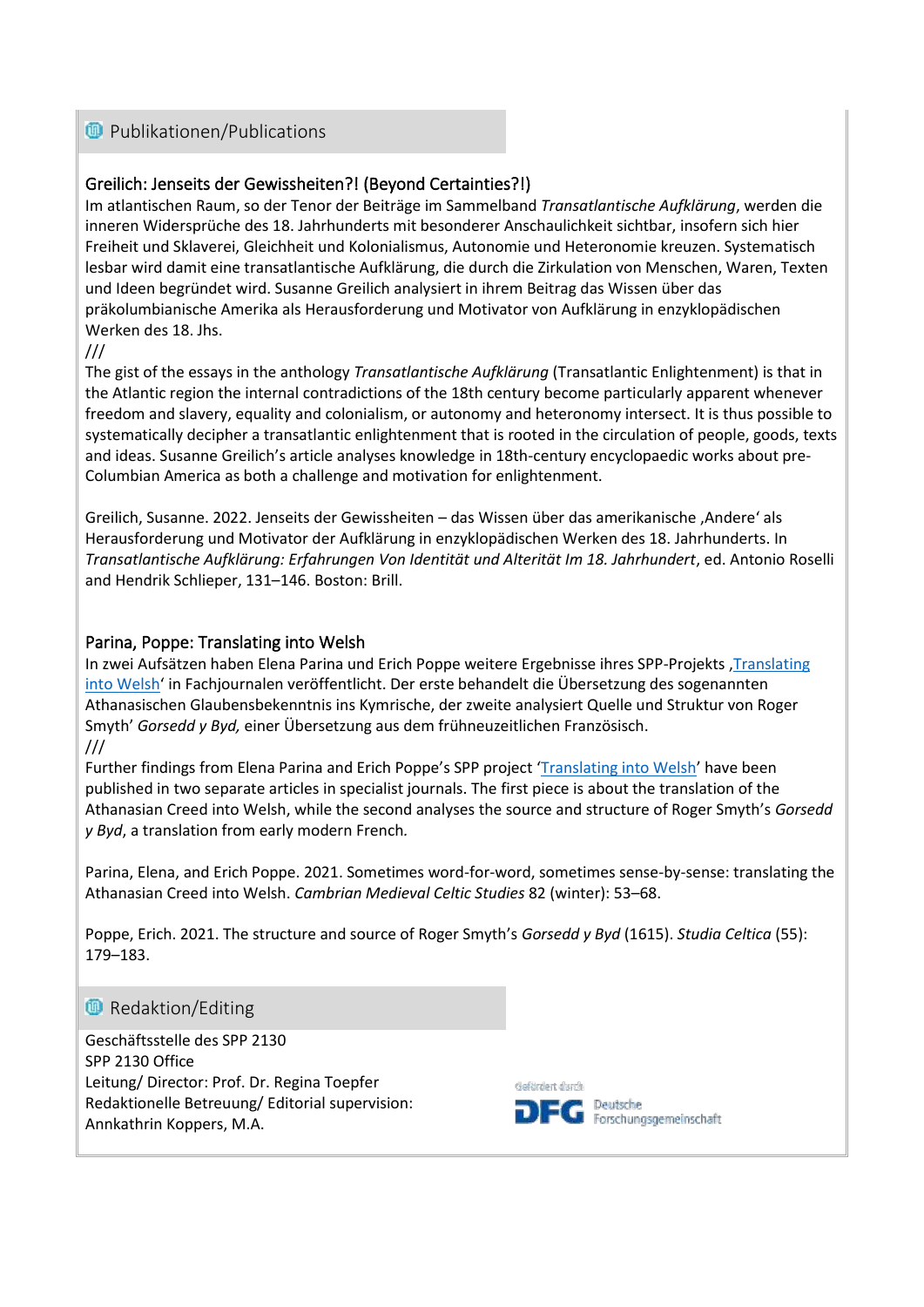## Publikationen/Publications

### Greilich: Jenseits der Gewissheiten?! (Beyond Certainties?!)

Im atlantischen Raum, so der Tenor der Beiträge im Sammelband *Transatlantische Aufklärung*, werden die inneren Widersprüche des 18. Jahrhunderts mit besonderer Anschaulichkeit sichtbar, insofern sich hier Freiheit und Sklaverei, Gleichheit und Kolonialismus, Autonomie und Heteronomie kreuzen. Systematisch lesbar wird damit eine transatlantische Aufklärung, die durch die Zirkulation von Menschen, Waren, Texten und Ideen begründet wird. Susanne Greilich analysiert in ihrem Beitrag das Wissen über das präkolumbianische Amerika als Herausforderung und Motivator von Aufklärung in enzyklopädischen Werken des 18. Jhs.

///

The gist of the essays in the anthology *Transatlantische Aufklärung* (Transatlantic Enlightenment) is that in the Atlantic region the internal contradictions of the 18th century become particularly apparent whenever freedom and slavery, equality and colonialism, or autonomy and heteronomy intersect. It is thus possible to systematically decipher a transatlantic enlightenment that is rooted in the circulation of people, goods, texts and ideas. Susanne Greilich's article analyses knowledge in 18th-century encyclopaedic works about pre-Columbian America as both a challenge and motivation for enlightenment.

Greilich, Susanne. 2022. Jenseits der Gewissheiten – das Wissen über das amerikanische ‚Andere' als Herausforderung und Motivator der Aufklärung in enzyklopädischen Werken des 18. Jahrhunderts. In *Transatlantische Aufklärung: Erfahrungen Von Identität und Alterität Im 18. Jahrhundert*, ed. Antonio Roselli and Hendrik Schlieper, 131–146. Boston: Brill.

### Parina, Poppe: Translating into Welsh

In zwei Aufsätzen haben Elena Parina und Erich Poppe weitere Ergebnisse ihres SPP-Projekts ‚Translating into Welsh' in Fachjournalen veröffentlicht. Der erste behandelt die Übersetzung des sogenannten Athanasischen Glaubensbekenntnis ins Kymrische, der zweite analysiert Quelle und Struktur von Roger Smyth' *Gorsedd y Byd,* einer Übersetzung aus dem frühneuzeitlichen Französisch.

///

Further findings from Elena Parina and Erich Poppe's SPP project 'Translating into Welsh' have been published in two separate articles in specialist journals. The first piece is about the translation of the Athanasian Creed into Welsh, while the second analyses the source and structure of Roger Smyth's *Gorsedd y Byd*, a translation from early modern French.

Parina, Elena, and Erich Poppe. 2021. Sometimes word-for-word, sometimes sense-by-sense: translating the Athanasian Creed into Welsh. *Cambrian Medieval Celtic Studies* 82 (winter): 53–68.

Poppe, Erich. 2021. The structure and source of Roger Smyth's *Gorsedd y Byd* (1615). *Studia Celtica* (55): 179–183.

## Redaktion/Editing

Geschäftsstelle des SPP 2130
SPP 2130 Office
Leitung/ Director: Prof. Dr. Regina Toepfer
Redaktionelle Betreuung/ Editorial supervision:
Annkathrin Koppers, M.A.

gefördert durch DFG Deutsche Forschungsgemeinschaft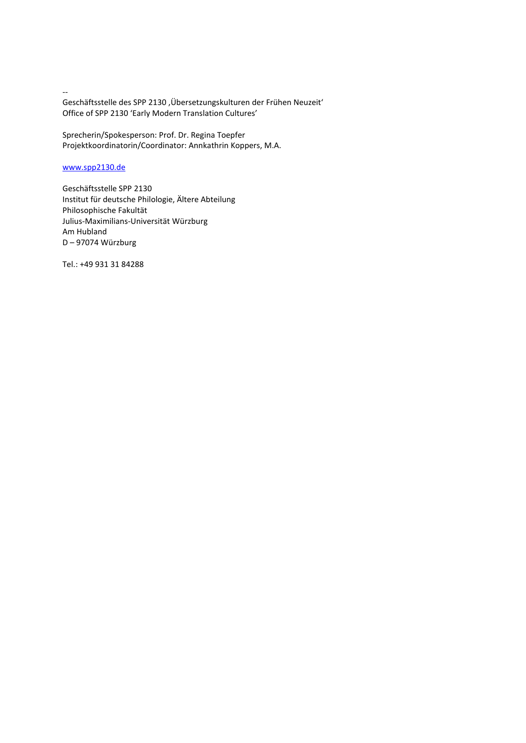--
Geschäftsstelle des SPP 2130 ‚Übersetzungskulturen der Frühen Neuzeit'
Office of SPP 2130 'Early Modern Translation Cultures'

Sprecherin/Spokesperson: Prof. Dr. Regina Toepfer
Projektkoordinatorin/Coordinator: Annkathrin Koppers, M.A.

www.spp2130.de

Geschäftsstelle SPP 2130
Institut für deutsche Philologie, Ältere Abteilung
Philosophische Fakultät
Julius-Maximilians-Universität Würzburg
Am Hubland
D – 97074 Würzburg

Tel.: +49 931 31 84288